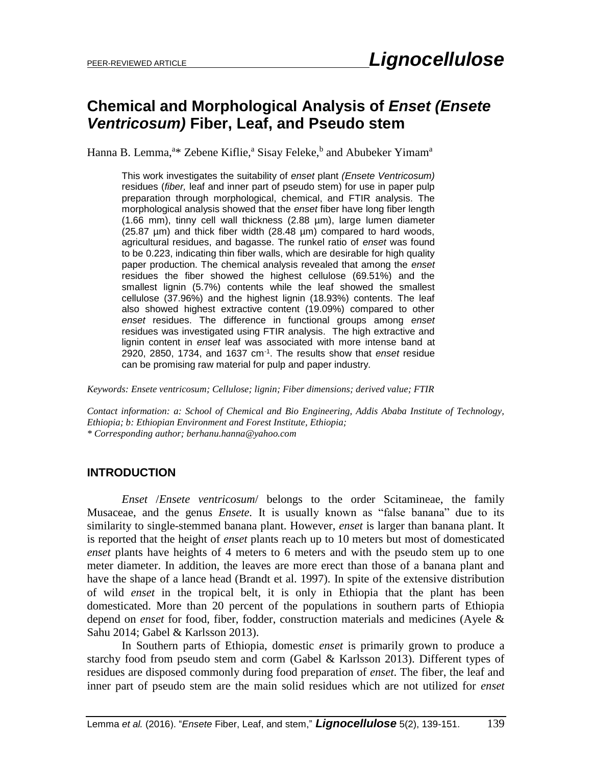PEER-REVIEWED ARTICLE

# Chemical and Morphological Analysis of *Enset (Ensete Ventricosum)* Fiber, Leaf, and Pseudo stem

Hanna B. Lemma,[a]* Zebene Kiflie,[a] Sisay Feleke,[b] and Abubeker Yimam[a]

This work investigates the suitability of *enset* plant *(Ensete Ventricosum)* residues (*fiber,* leaf and inner part of pseudo stem) for use in paper pulp preparation through morphological, chemical, and FTIR analysis. The morphological analysis showed that the *enset* fiber have long fiber length (1.66 mm), tinny cell wall thickness (2.88 µm), large lumen diameter (25.87 µm) and thick fiber width (28.48 µm) compared to hard woods, agricultural residues, and bagasse. The runkel ratio of *enset* was found to be 0.223, indicating thin fiber walls, which are desirable for high quality paper production. The chemical analysis revealed that among the *enset* residues the fiber showed the highest cellulose (69.51%) and the smallest lignin (5.7%) contents while the leaf showed the smallest cellulose (37.96%) and the highest lignin (18.93%) contents. The leaf also showed highest extractive content (19.09%) compared to other *enset* residues. The difference in functional groups among *enset* residues was investigated using FTIR analysis. The high extractive and lignin content in *enset* leaf was associated with more intense band at 2920, 2850, 1734, and 1637 cm$^{-1}$. The results show that *enset* residue can be promising raw material for pulp and paper industry.

*Keywords: Ensete ventricosum; Cellulose; lignin; Fiber dimensions; derived value; FTIR*

*Contact information: a: School of Chemical and Bio Engineering, Addis Ababa Institute of Technology, Ethiopia; b: Ethiopian Environment and Forest Institute, Ethiopia;*
*\* Corresponding author; berhanu.hanna@yahoo.com*

## INTRODUCTION

*Enset* /*Ensete ventricosum*/ belongs to the order Scitamineae, the family Musaceae, and the genus *Ensete.* It is usually known as "false banana" due to its similarity to single-stemmed banana plant. However, *enset* is larger than banana plant. It is reported that the height of *enset* plants reach up to 10 meters but most of domesticated *enset* plants have heights of 4 meters to 6 meters and with the pseudo stem up to one meter diameter. In addition, the leaves are more erect than those of a banana plant and have the shape of a lance head (Brandt et al. 1997). In spite of the extensive distribution of wild *enset* in the tropical belt, it is only in Ethiopia that the plant has been domesticated. More than 20 percent of the populations in southern parts of Ethiopia depend on *enset* for food, fiber, fodder, construction materials and medicines (Ayele & Sahu 2014; Gabel & Karlsson 2013).

In Southern parts of Ethiopia, domestic *enset* is primarily grown to produce a starchy food from pseudo stem and corm (Gabel & Karlsson 2013). Different types of residues are disposed commonly during food preparation of *enset*. The fiber, the leaf and inner part of pseudo stem are the main solid residues which are not utilized for *enset*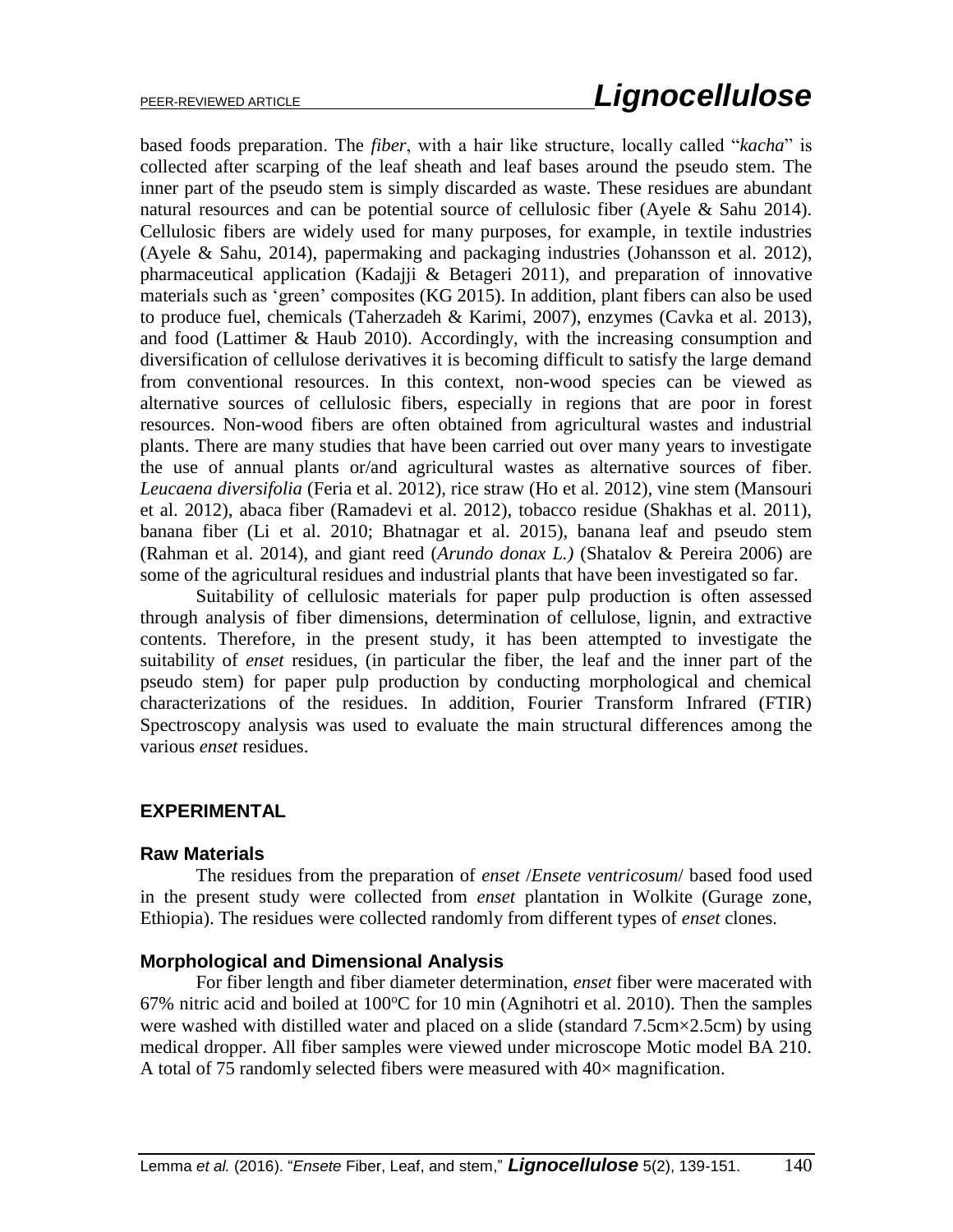based foods preparation. The *fiber*, with a hair like structure, locally called "*kacha*" is collected after scarping of the leaf sheath and leaf bases around the pseudo stem. The inner part of the pseudo stem is simply discarded as waste. These residues are abundant natural resources and can be potential source of cellulosic fiber (Ayele & Sahu 2014). Cellulosic fibers are widely used for many purposes, for example, in textile industries (Ayele & Sahu, 2014), papermaking and packaging industries (Johansson et al. 2012), pharmaceutical application (Kadajji & Betageri 2011), and preparation of innovative materials such as 'green' composites (KG 2015). In addition, plant fibers can also be used to produce fuel, chemicals (Taherzadeh & Karimi, 2007), enzymes (Cavka et al. 2013), and food (Lattimer & Haub 2010). Accordingly, with the increasing consumption and diversification of cellulose derivatives it is becoming difficult to satisfy the large demand from conventional resources. In this context, non-wood species can be viewed as alternative sources of cellulosic fibers, especially in regions that are poor in forest resources. Non-wood fibers are often obtained from agricultural wastes and industrial plants. There are many studies that have been carried out over many years to investigate the use of annual plants or/and agricultural wastes as alternative sources of fiber. *Leucaena diversifolia* (Feria et al. 2012), rice straw (Ho et al. 2012), vine stem (Mansouri et al. 2012), abaca fiber (Ramadevi et al. 2012), tobacco residue (Shakhas et al. 2011), banana fiber (Li et al. 2010; Bhatnagar et al. 2015), banana leaf and pseudo stem (Rahman et al. 2014), and giant reed (*Arundo donax L.)* (Shatalov & Pereira 2006) are some of the agricultural residues and industrial plants that have been investigated so far.

Suitability of cellulosic materials for paper pulp production is often assessed through analysis of fiber dimensions, determination of cellulose, lignin, and extractive contents. Therefore, in the present study, it has been attempted to investigate the suitability of *enset* residues, (in particular the fiber, the leaf and the inner part of the pseudo stem) for paper pulp production by conducting morphological and chemical characterizations of the residues. In addition, Fourier Transform Infrared (FTIR) Spectroscopy analysis was used to evaluate the main structural differences among the various *enset* residues.

## EXPERIMENTAL

### Raw Materials

The residues from the preparation of *enset* /*Ensete ventricosum*/ based food used in the present study were collected from *enset* plantation in Wolkite (Gurage zone, Ethiopia). The residues were collected randomly from different types of *enset* clones.

### Morphological and Dimensional Analysis

For fiber length and fiber diameter determination, *enset* fiber were macerated with 67% nitric acid and boiled at 100°C for 10 min (Agnihotri et al. 2010). Then the samples were washed with distilled water and placed on a slide (standard 7.5cm×2.5cm) by using medical dropper. All fiber samples were viewed under microscope Motic model BA 210. A total of 75 randomly selected fibers were measured with 40× magnification.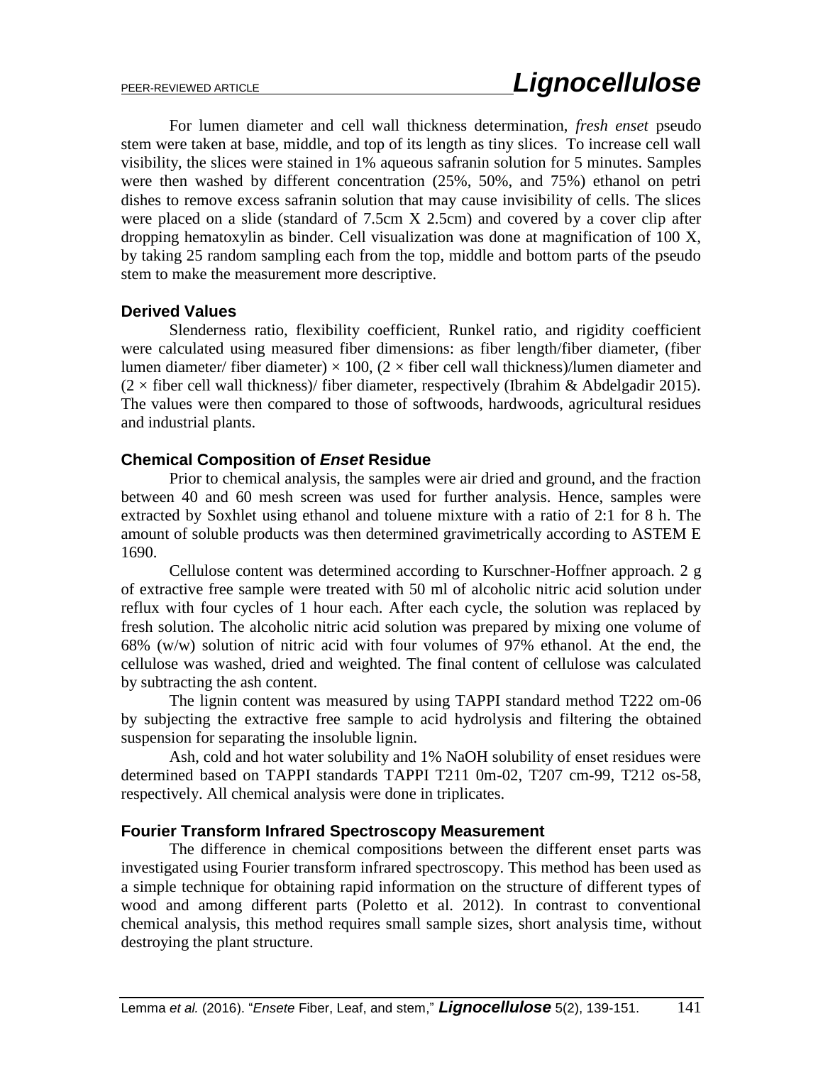For lumen diameter and cell wall thickness determination, *fresh enset* pseudo stem were taken at base, middle, and top of its length as tiny slices. To increase cell wall visibility, the slices were stained in 1% aqueous safranin solution for 5 minutes. Samples were then washed by different concentration (25%, 50%, and 75%) ethanol on petri dishes to remove excess safranin solution that may cause invisibility of cells. The slices were placed on a slide (standard of 7.5cm X 2.5cm) and covered by a cover clip after dropping hematoxylin as binder. Cell visualization was done at magnification of 100 X, by taking 25 random sampling each from the top, middle and bottom parts of the pseudo stem to make the measurement more descriptive.

### Derived Values

Slenderness ratio, flexibility coefficient, Runkel ratio, and rigidity coefficient were calculated using measured fiber dimensions: as fiber length/fiber diameter, (fiber lumen diameter/ fiber diameter) × 100, (2 × fiber cell wall thickness)/lumen diameter and (2 × fiber cell wall thickness)/ fiber diameter, respectively (Ibrahim & Abdelgadir 2015). The values were then compared to those of softwoods, hardwoods, agricultural residues and industrial plants.

### Chemical Composition of *Enset* Residue

Prior to chemical analysis, the samples were air dried and ground, and the fraction between 40 and 60 mesh screen was used for further analysis. Hence, samples were extracted by Soxhlet using ethanol and toluene mixture with a ratio of 2:1 for 8 h. The amount of soluble products was then determined gravimetrically according to ASTEM E 1690.

Cellulose content was determined according to Kurschner-Hoffner approach. 2 g of extractive free sample were treated with 50 ml of alcoholic nitric acid solution under reflux with four cycles of 1 hour each. After each cycle, the solution was replaced by fresh solution. The alcoholic nitric acid solution was prepared by mixing one volume of 68% (w/w) solution of nitric acid with four volumes of 97% ethanol. At the end, the cellulose was washed, dried and weighted. The final content of cellulose was calculated by subtracting the ash content.

The lignin content was measured by using TAPPI standard method T222 om-06 by subjecting the extractive free sample to acid hydrolysis and filtering the obtained suspension for separating the insoluble lignin.

Ash, cold and hot water solubility and 1% NaOH solubility of enset residues were determined based on TAPPI standards TAPPI T211 0m-02, T207 cm-99, T212 os-58, respectively. All chemical analysis were done in triplicates.

### Fourier Transform Infrared Spectroscopy Measurement

The difference in chemical compositions between the different enset parts was investigated using Fourier transform infrared spectroscopy. This method has been used as a simple technique for obtaining rapid information on the structure of different types of wood and among different parts (Poletto et al. 2012). In contrast to conventional chemical analysis, this method requires small sample sizes, short analysis time, without destroying the plant structure.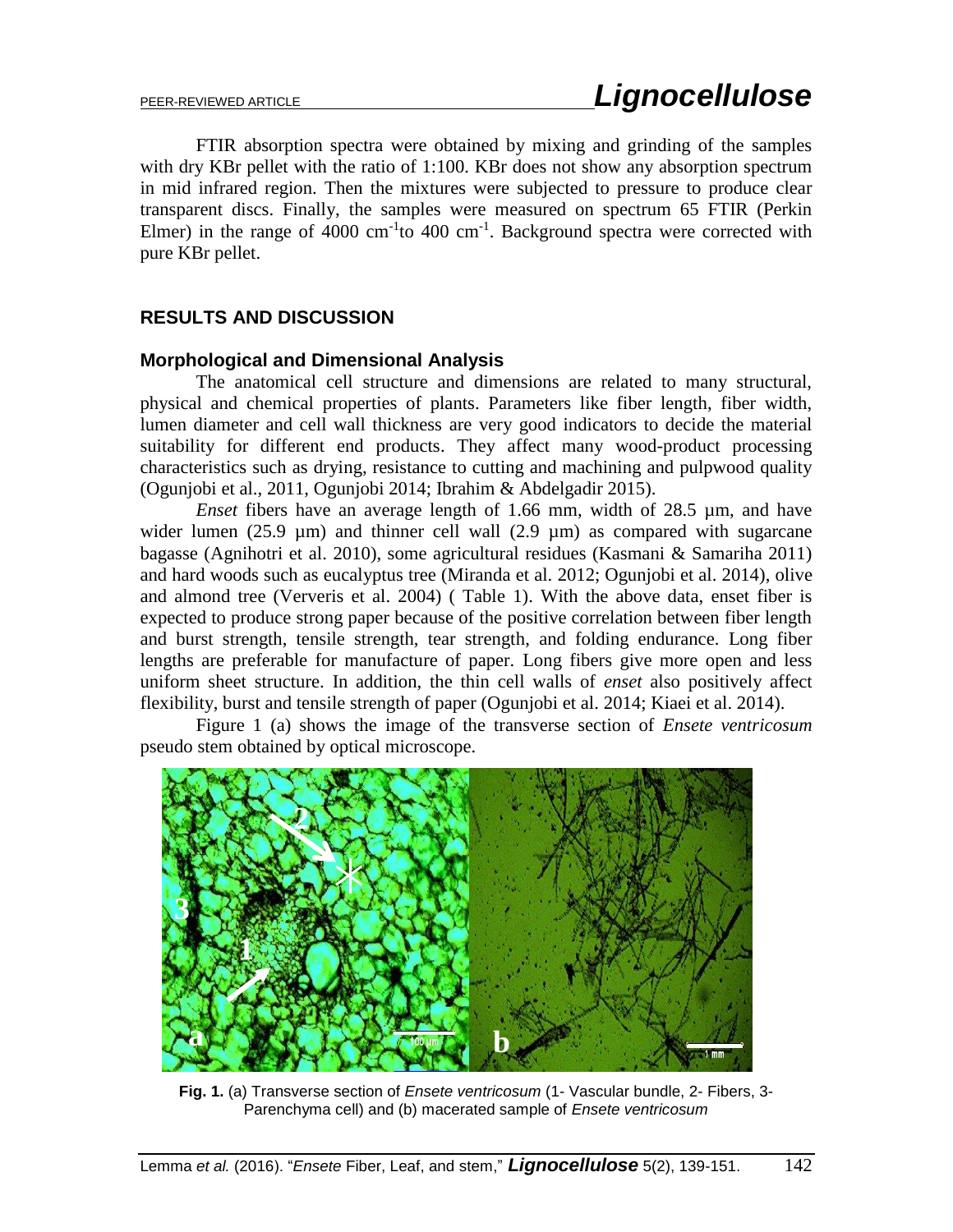FTIR absorption spectra were obtained by mixing and grinding of the samples with dry KBr pellet with the ratio of 1:100. KBr does not show any absorption spectrum in mid infrared region. Then the mixtures were subjected to pressure to produce clear transparent discs. Finally, the samples were measured on spectrum 65 FTIR (Perkin Elmer) in the range of 4000 $cm^{-1}$to 400 $cm^{-1}$. Background spectra were corrected with pure KBr pellet.

## RESULTS AND DISCUSSION

### Morphological and Dimensional Analysis

The anatomical cell structure and dimensions are related to many structural, physical and chemical properties of plants. Parameters like fiber length, fiber width, lumen diameter and cell wall thickness are very good indicators to decide the material suitability for different end products. They affect many wood-product processing characteristics such as drying, resistance to cutting and machining and pulpwood quality (Ogunjobi et al., 2011, Ogunjobi 2014; Ibrahim & Abdelgadir 2015).

*Enset* fibers have an average length of 1.66 mm, width of 28.5 µm, and have wider lumen (25.9 µm) and thinner cell wall (2.9 µm) as compared with sugarcane bagasse (Agnihotri et al. 2010), some agricultural residues (Kasmani & Samariha 2011) and hard woods such as eucalyptus tree (Miranda et al. 2012; Ogunjobi et al. 2014), olive and almond tree (Ververis et al. 2004) ( Table 1). With the above data, enset fiber is expected to produce strong paper because of the positive correlation between fiber length and burst strength, tensile strength, tear strength, and folding endurance. Long fiber lengths are preferable for manufacture of paper. Long fibers give more open and less uniform sheet structure. In addition, the thin cell walls of *enset* also positively affect flexibility, burst and tensile strength of paper (Ogunjobi et al. 2014; Kiaei et al. 2014).

Figure 1 (a) shows the image of the transverse section of *Ensete ventricosum* pseudo stem obtained by optical microscope.

**Fig. 1.** (a) Transverse section of *Ensete ventricosum* (1- Vascular bundle, 2- Fibers, 3- Parenchyma cell) and (b) macerated sample of *Ensete ventricosum*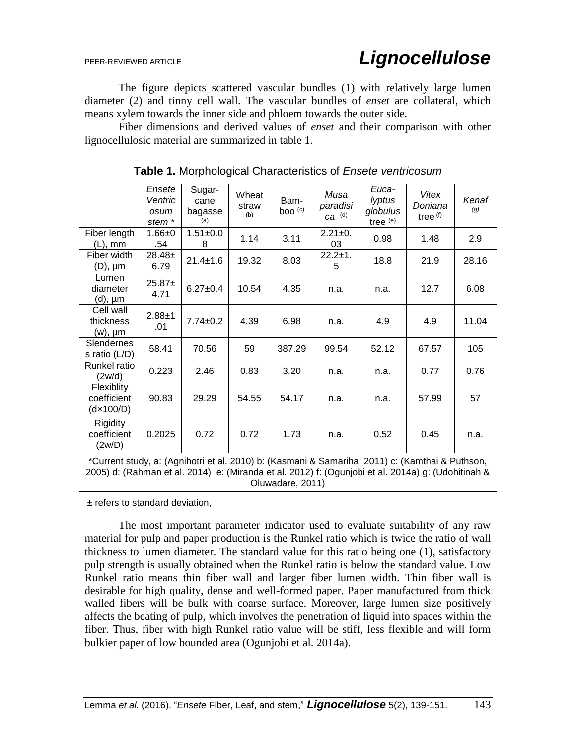The figure depicts scattered vascular bundles (1) with relatively large lumen diameter (2) and tinny cell wall. The vascular bundles of *enset* are collateral, which means xylem towards the inner side and phloem towards the outer side.

Fiber dimensions and derived values of *enset* and their comparison with other lignocellulosic material are summarized in table 1.

**Table 1.** Morphological Characteristics of *Ensete ventricosum*

| | *Ensete Ventricosum stem* * | Sugar-cane bagasse (a) | Wheat straw (b) | Bam-boo (c) | *Musa paradisica* (d) | *Eucalyptus globulus* tree (e) | *Vitex Doniana* tree (f) | *Kenaf* (g) |
|---|---|---|---|---|---|---|---|---|
| Fiber length (L), mm | 1.66±0.54 | 1.51±0.08 | 1.14 | 3.11 | 2.21±0.03 | 0.98 | 1.48 | 2.9 |
| Fiber width (D), µm | 28.48±6.79 | 21.4±1.6 | 19.32 | 8.03 | 22.2±1.5 | 18.8 | 21.9 | 28.16 |
| Lumen diameter (d), µm | 25.87±4.71 | 6.27±0.4 | 10.54 | 4.35 | n.a. | n.a. | 12.7 | 6.08 |
| Cell wall thickness (w), µm | 2.88±1.01 | 7.74±0.2 | 4.39 | 6.98 | n.a. | 4.9 | 4.9 | 11.04 |
| Slenderness ratio (L/D) | 58.41 | 70.56 | 59 | 387.29 | 99.54 | 52.12 | 67.57 | 105 |
| Runkel ratio (2w/d) | 0.223 | 2.46 | 0.83 | 3.20 | n.a. | n.a. | 0.77 | 0.76 |
| Flexiblity coefficient (d×100/D) | 90.83 | 29.29 | 54.55 | 54.17 | n.a. | n.a. | 57.99 | 57 |
| Rigidity coefficient (2w/D) | 0.2025 | 0.72 | 0.72 | 1.73 | n.a. | 0.52 | 0.45 | n.a. |

*Current study, a: (Agnihotri et al. 2010) b: (Kasmani & Samariha, 2011) c: (Kamthai & Puthson, 2005) d: (Rahman et al. 2014) e: (Miranda et al. 2012) f: (Ogunjobi et al. 2014a) g: (Udohitinah & Oluwadare, 2011)

± refers to standard deviation,

The most important parameter indicator used to evaluate suitability of any raw material for pulp and paper production is the Runkel ratio which is twice the ratio of wall thickness to lumen diameter. The standard value for this ratio being one (1), satisfactory pulp strength is usually obtained when the Runkel ratio is below the standard value. Low Runkel ratio means thin fiber wall and larger fiber lumen width. Thin fiber wall is desirable for high quality, dense and well-formed paper. Paper manufactured from thick walled fibers will be bulk with coarse surface. Moreover, large lumen size positively affects the beating of pulp, which involves the penetration of liquid into spaces within the fiber. Thus, fiber with high Runkel ratio value will be stiff, less flexible and will form bulkier paper of low bounded area (Ogunjobi et al. 2014a).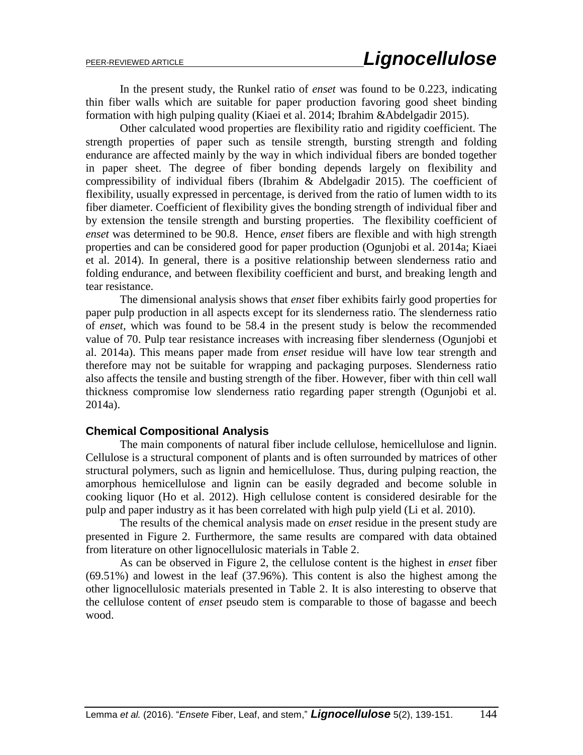In the present study, the Runkel ratio of *enset* was found to be 0.223, indicating thin fiber walls which are suitable for paper production favoring good sheet binding formation with high pulping quality (Kiaei et al. 2014; Ibrahim &Abdelgadir 2015).

Other calculated wood properties are flexibility ratio and rigidity coefficient. The strength properties of paper such as tensile strength, bursting strength and folding endurance are affected mainly by the way in which individual fibers are bonded together in paper sheet. The degree of fiber bonding depends largely on flexibility and compressibility of individual fibers (Ibrahim & Abdelgadir 2015). The coefficient of flexibility, usually expressed in percentage, is derived from the ratio of lumen width to its fiber diameter. Coefficient of flexibility gives the bonding strength of individual fiber and by extension the tensile strength and bursting properties. The flexibility coefficient of *enset* was determined to be 90.8. Hence, *enset* fibers are flexible and with high strength properties and can be considered good for paper production (Ogunjobi et al. 2014a; Kiaei et al. 2014). In general, there is a positive relationship between slenderness ratio and folding endurance, and between flexibility coefficient and burst, and breaking length and tear resistance.

The dimensional analysis shows that *enset* fiber exhibits fairly good properties for paper pulp production in all aspects except for its slenderness ratio. The slenderness ratio of *enset*, which was found to be 58.4 in the present study is below the recommended value of 70. Pulp tear resistance increases with increasing fiber slenderness (Ogunjobi et al. 2014a). This means paper made from *enset* residue will have low tear strength and therefore may not be suitable for wrapping and packaging purposes. Slenderness ratio also affects the tensile and busting strength of the fiber. However, fiber with thin cell wall thickness compromise low slenderness ratio regarding paper strength (Ogunjobi et al. 2014a).

### Chemical Compositional Analysis

The main components of natural fiber include cellulose, hemicellulose and lignin. Cellulose is a structural component of plants and is often surrounded by matrices of other structural polymers, such as lignin and hemicellulose. Thus, during pulping reaction, the amorphous hemicellulose and lignin can be easily degraded and become soluble in cooking liquor (Ho et al. 2012). High cellulose content is considered desirable for the pulp and paper industry as it has been correlated with high pulp yield (Li et al. 2010).

The results of the chemical analysis made on *enset* residue in the present study are presented in Figure 2. Furthermore, the same results are compared with data obtained from literature on other lignocellulosic materials in Table 2.

As can be observed in Figure 2, the cellulose content is the highest in *enset* fiber (69.51%) and lowest in the leaf (37.96%). This content is also the highest among the other lignocellulosic materials presented in Table 2. It is also interesting to observe that the cellulose content of *enset* pseudo stem is comparable to those of bagasse and beech wood.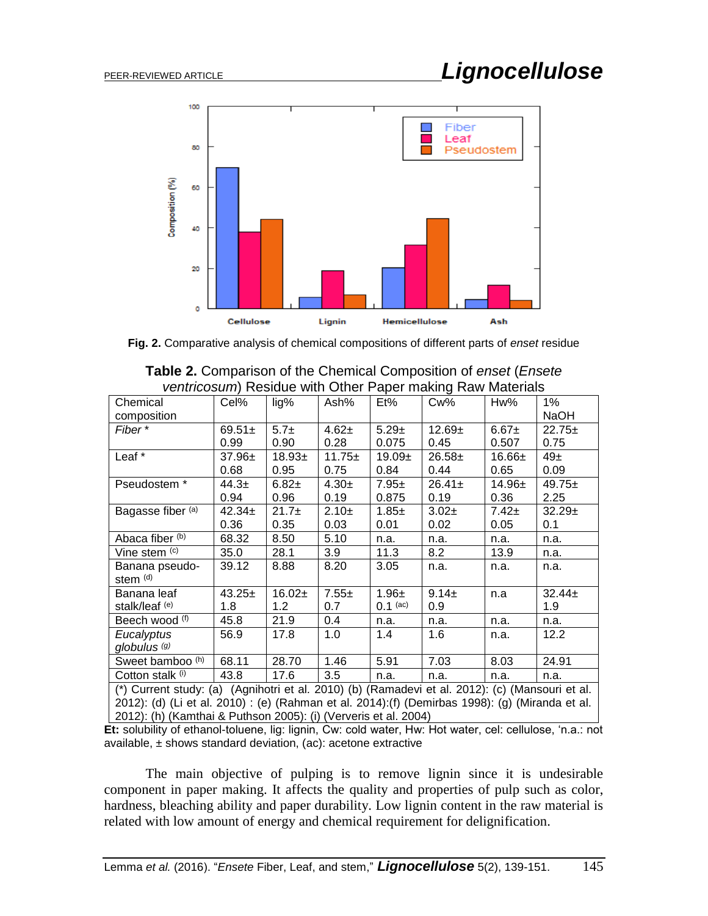**Fig. 2.** Comparative analysis of chemical compositions of different parts of *enset* residue

**Table 2.** Comparison of the Chemical Composition of *enset* (*Ensete ventricosum*) Residue with Other Paper making Raw Materials

| Chemical composition | Cel% | lig% | Ash% | Et% | Cw% | Hw% | 1% NaOH |
|---|---|---|---|---|---|---|---|
| *Fiber* * | 69.51± 0.99 | 5.7± 0.90 | 4.62± 0.28 | 5.29± 0.075 | 12.69± 0.45 | 6.67± 0.507 | 22.75± 0.75 |
| Leaf * | 37.96± 0.68 | 18.93± 0.95 | 11.75± 0.75 | 19.09± 0.84 | 26.58± 0.44 | 16.66± 0.65 | 49± 0.09 |
| Pseudostem * | 44.3± 0.94 | 6.82± 0.96 | 4.30± 0.19 | 7.95± 0.875 | 26.41± 0.19 | 14.96± 0.36 | 49.75± 2.25 |
| Bagasse fiber [(a)] | 42.34± 0.36 | 21.7± 0.35 | 2.10± 0.03 | 1.85± 0.01 | 3.02± 0.02 | 7.42± 0.05 | 32.29± 0.1 |
| Abaca fiber [(b)] | 68.32 | 8.50 | 5.10 | n.a. | n.a. | n.a. | n.a. |
| Vine stem [(c)] | 35.0 | 28.1 | 3.9 | 11.3 | 8.2 | 13.9 | n.a. |
| Banana pseudo-stem [(d)] | 39.12 | 8.88 | 8.20 | 3.05 | n.a. | n.a. | n.a. |
| Banana leaf stalk/leaf [(e)] | 43.25± 1.8 | 16.02± 1.2 | 7.55± 0.7 | 1.96± 0.1 [(ac)] | 9.14± 0.9 | n.a | 32.44± 1.9 |
| Beech wood [(f)] | 45.8 | 21.9 | 0.4 | n.a. | n.a. | n.a. | n.a. |
| *Eucalyptus globulus* [(g)] | 56.9 | 17.8 | 1.0 | 1.4 | 1.6 | n.a. | 12.2 |
| Sweet bamboo [(h)] | 68.11 | 28.70 | 1.46 | 5.91 | 7.03 | 8.03 | 24.91 |
| Cotton stalk [(i)] | 43.8 | 17.6 | 3.5 | n.a. | n.a. | n.a. | n.a. |

(*) Current study: (a) (Agnihotri et al. 2010) (b) (Ramadevi et al. 2012): (c) (Mansouri et al. 2012): (d) (Li et al. 2010) : (e) (Rahman et al. 2014):(f) (Demirbas 1998): (g) (Miranda et al. 2012): (h) (Kamthai & Puthson 2005): (i) (Ververis et al. 2004)

**Et:** solubility of ethanol-toluene, lig: lignin, Cw: cold water, Hw: Hot water, cel: cellulose, 'n.a.: not available, ± shows standard deviation, (ac): acetone extractive

The main objective of pulping is to remove lignin since it is undesirable component in paper making. It affects the quality and properties of pulp such as color, hardness, bleaching ability and paper durability. Low lignin content in the raw material is related with low amount of energy and chemical requirement for delignification.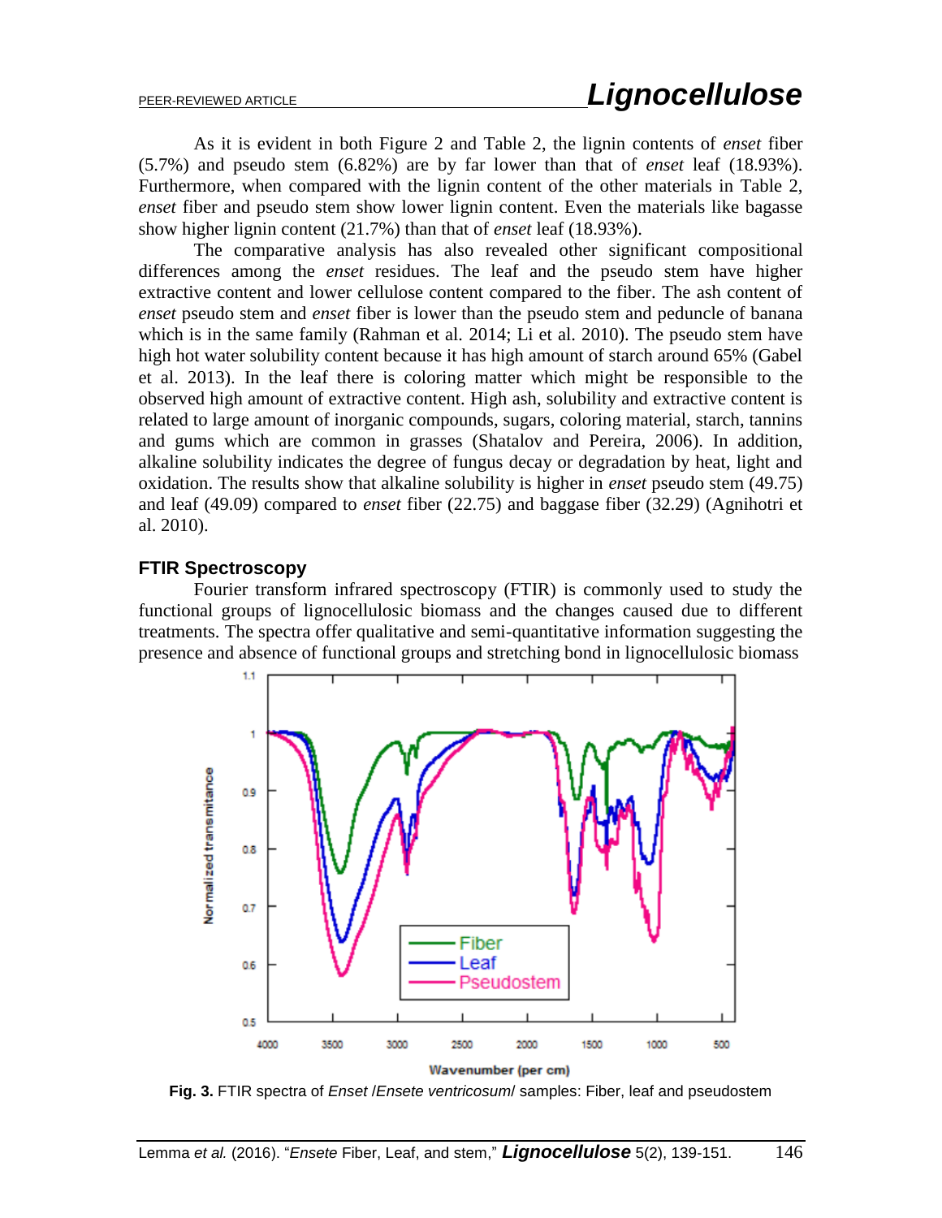As it is evident in both Figure 2 and Table 2, the lignin contents of *enset* fiber (5.7%) and pseudo stem (6.82%) are by far lower than that of *enset* leaf (18.93%). Furthermore, when compared with the lignin content of the other materials in Table 2, *enset* fiber and pseudo stem show lower lignin content. Even the materials like bagasse show higher lignin content (21.7%) than that of *enset* leaf (18.93%).

The comparative analysis has also revealed other significant compositional differences among the *enset* residues. The leaf and the pseudo stem have higher extractive content and lower cellulose content compared to the fiber. The ash content of *enset* pseudo stem and *enset* fiber is lower than the pseudo stem and peduncle of banana which is in the same family (Rahman et al. 2014; Li et al. 2010). The pseudo stem have high hot water solubility content because it has high amount of starch around 65% (Gabel et al. 2013). In the leaf there is coloring matter which might be responsible to the observed high amount of extractive content. High ash, solubility and extractive content is related to large amount of inorganic compounds, sugars, coloring material, starch, tannins and gums which are common in grasses (Shatalov and Pereira, 2006). In addition, alkaline solubility indicates the degree of fungus decay or degradation by heat, light and oxidation. The results show that alkaline solubility is higher in *enset* pseudo stem (49.75) and leaf (49.09) compared to *enset* fiber (22.75) and baggase fiber (32.29) (Agnihotri et al. 2010).

### FTIR Spectroscopy

Fourier transform infrared spectroscopy (FTIR) is commonly used to study the functional groups of lignocellulosic biomass and the changes caused due to different treatments. The spectra offer qualitative and semi-quantitative information suggesting the presence and absence of functional groups and stretching bond in lignocellulosic biomass

**Fig. 3.** FTIR spectra of *Enset* /*Ensete ventricosum*/ samples: Fiber, leaf and pseudostem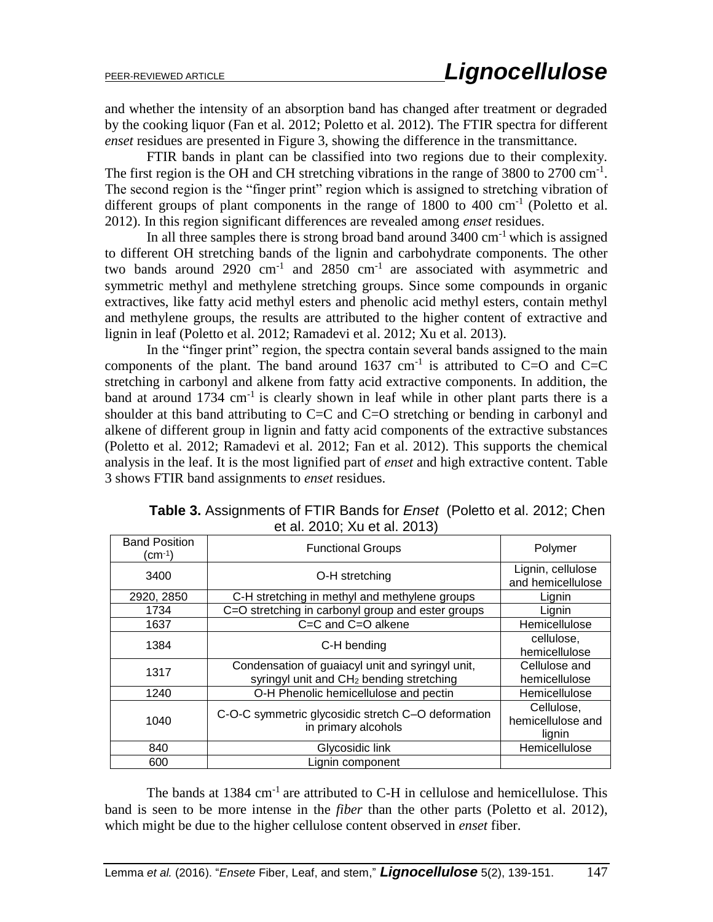and whether the intensity of an absorption band has changed after treatment or degraded by the cooking liquor (Fan et al. 2012; Poletto et al. 2012). The FTIR spectra for different *enset* residues are presented in Figure 3, showing the difference in the transmittance.

FTIR bands in plant can be classified into two regions due to their complexity. The first region is the OH and CH stretching vibrations in the range of 3800 to 2700 $cm^{-1}$. The second region is the "finger print" region which is assigned to stretching vibration of different groups of plant components in the range of 1800 to 400 $cm^{-1}$ (Poletto et al. 2012). In this region significant differences are revealed among *enset* residues.

In all three samples there is strong broad band around 3400 $cm^{-1}$ which is assigned to different OH stretching bands of the lignin and carbohydrate components. The other two bands around 2920 $cm^{-1}$ and 2850 $cm^{-1}$ are associated with asymmetric and symmetric methyl and methylene stretching groups. Since some compounds in organic extractives, like fatty acid methyl esters and phenolic acid methyl esters, contain methyl and methylene groups, the results are attributed to the higher content of extractive and lignin in leaf (Poletto et al. 2012; Ramadevi et al. 2012; Xu et al. 2013).

In the "finger print" region, the spectra contain several bands assigned to the main components of the plant. The band around 1637 $cm^{-1}$ is attributed to C=O and C=C stretching in carbonyl and alkene from fatty acid extractive components. In addition, the band at around 1734 $cm^{-1}$ is clearly shown in leaf while in other plant parts there is a shoulder at this band attributing to C=C and C=O stretching or bending in carbonyl and alkene of different group in lignin and fatty acid components of the extractive substances (Poletto et al. 2012; Ramadevi et al. 2012; Fan et al. 2012). This supports the chemical analysis in the leaf. It is the most lignified part of *enset* and high extractive content. Table 3 shows FTIR band assignments to *enset* residues.

**Table 3.** Assignments of FTIR Bands for *Enset* (Poletto et al. 2012; Chen et al. 2010; Xu et al. 2013)

| Band Position ($cm^{-1}$) | Functional Groups | Polymer |
|---|---|---|
| 3400 | O-H stretching | Lignin, cellulose and hemicellulose |
| 2920, 2850 | C-H stretching in methyl and methylene groups | Lignin |
| 1734 | C=O stretching in carbonyl group and ester groups | Lignin |
| 1637 | C=C and C=O alkene | Hemicellulose |
| 1384 | C-H bending | cellulose, hemicellulose |
| 1317 | Condensation of guaiacyl unit and syringyl unit, syringyl unit and $CH_2$ bending stretching | Cellulose and hemicellulose |
| 1240 | O-H Phenolic hemicellulose and pectin | Hemicellulose |
| 1040 | C-O-C symmetric glycosidic stretch C–O deformation in primary alcohols | Cellulose, hemicellulose and lignin |
| 840 | Glycosidic link | Hemicellulose |
| 600 | Lignin component | |

The bands at 1384 $cm^{-1}$ are attributed to C-H in cellulose and hemicellulose. This band is seen to be more intense in the *fiber* than the other parts (Poletto et al. 2012), which might be due to the higher cellulose content observed in *enset* fiber.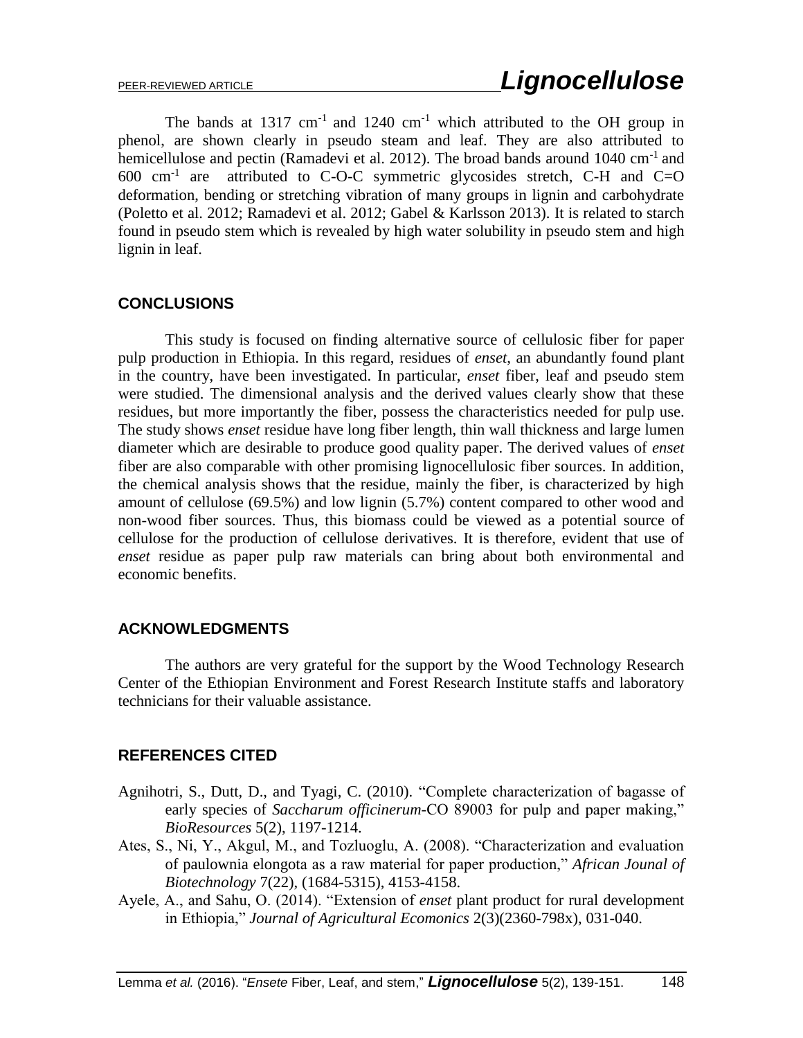The bands at 1317 $cm^{-1}$ and 1240 $cm^{-1}$ which attributed to the OH group in phenol, are shown clearly in pseudo steam and leaf. They are also attributed to hemicellulose and pectin (Ramadevi et al. 2012). The broad bands around 1040 $cm^{-1}$ and 600 $cm^{-1}$ are attributed to C-O-C symmetric glycosides stretch, C-H and C=O deformation, bending or stretching vibration of many groups in lignin and carbohydrate (Poletto et al. 2012; Ramadevi et al. 2012; Gabel & Karlsson 2013). It is related to starch found in pseudo stem which is revealed by high water solubility in pseudo stem and high lignin in leaf.

## CONCLUSIONS

This study is focused on finding alternative source of cellulosic fiber for paper pulp production in Ethiopia. In this regard, residues of *enset*, an abundantly found plant in the country, have been investigated. In particular, *enset* fiber, leaf and pseudo stem were studied. The dimensional analysis and the derived values clearly show that these residues, but more importantly the fiber, possess the characteristics needed for pulp use. The study shows *enset* residue have long fiber length, thin wall thickness and large lumen diameter which are desirable to produce good quality paper. The derived values of *enset* fiber are also comparable with other promising lignocellulosic fiber sources. In addition, the chemical analysis shows that the residue, mainly the fiber, is characterized by high amount of cellulose (69.5%) and low lignin (5.7%) content compared to other wood and non-wood fiber sources. Thus, this biomass could be viewed as a potential source of cellulose for the production of cellulose derivatives. It is therefore, evident that use of *enset* residue as paper pulp raw materials can bring about both environmental and economic benefits.

## ACKNOWLEDGMENTS

The authors are very grateful for the support by the Wood Technology Research Center of the Ethiopian Environment and Forest Research Institute staffs and laboratory technicians for their valuable assistance.

## REFERENCES CITED

Agnihotri, S., Dutt, D., and Tyagi, C. (2010). "Complete characterization of bagasse of early species of *Saccharum officinerum*-CO 89003 for pulp and paper making," *BioResources* 5(2), 1197-1214.

Ates, S., Ni, Y., Akgul, M., and Tozluoglu, A. (2008). "Characterization and evaluation of paulownia elongota as a raw material for paper production," *African Jounal of Biotechnology* 7(22), (1684-5315), 4153-4158.

Ayele, A., and Sahu, O. (2014). "Extension of *enset* plant product for rural development in Ethiopia," *Journal of Agricultural Ecomonics* 2(3)(2360-798x), 031-040.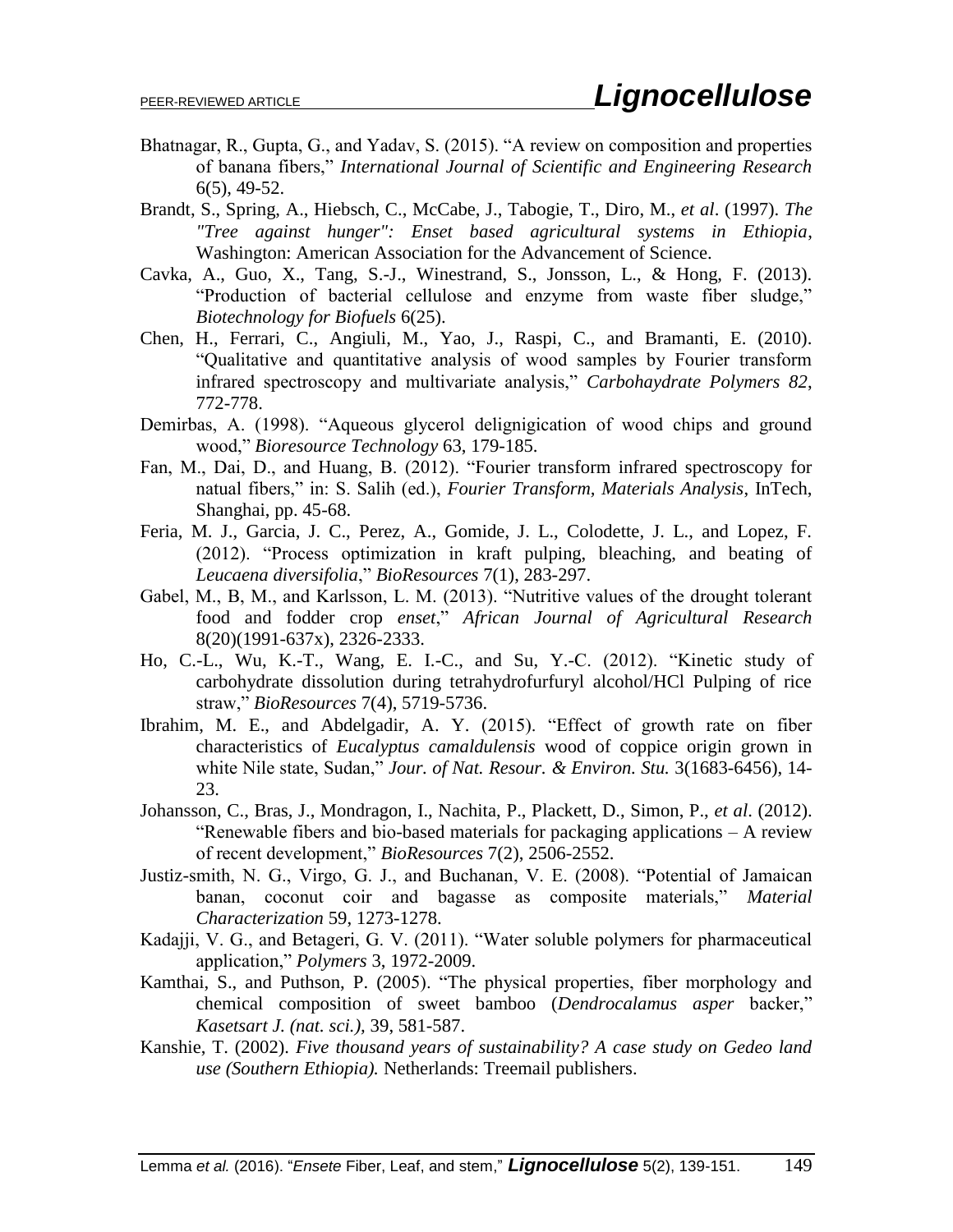Bhatnagar, R., Gupta, G., and Yadav, S. (2015). "A review on composition and properties of banana fibers," *International Journal of Scientific and Engineering Research* 6(5), 49-52.

Brandt, S., Spring, A., Hiebsch, C., McCabe, J., Tabogie, T., Diro, M., *et al*. (1997). *The "Tree against hunger": Enset based agricultural systems in Ethiopia*, Washington: American Association for the Advancement of Science.

Cavka, A., Guo, X., Tang, S.-J., Winestrand, S., Jonsson, L., & Hong, F. (2013). "Production of bacterial cellulose and enzyme from waste fiber sludge," *Biotechnology for Biofuels* 6(25).

Chen, H., Ferrari, C., Angiuli, M., Yao, J., Raspi, C., and Bramanti, E. (2010). "Qualitative and quantitative analysis of wood samples by Fourier transform infrared spectroscopy and multivariate analysis," *Carbohaydrate Polymers 82*, 772-778.

Demirbas, A. (1998). "Aqueous glycerol delignigication of wood chips and ground wood," *Bioresource Technology* 63, 179-185.

Fan, M., Dai, D., and Huang, B. (2012). "Fourier transform infrared spectroscopy for natual fibers," in: S. Salih (ed.), *Fourier Transform, Materials Analysis*, InTech, Shanghai, pp. 45-68.

Feria, M. J., Garcia, J. C., Perez, A., Gomide, J. L., Colodette, J. L., and Lopez, F. (2012). "Process optimization in kraft pulping, bleaching, and beating of *Leucaena diversifolia*," *BioResources* 7(1), 283-297.

Gabel, M., B, M., and Karlsson, L. M. (2013). "Nutritive values of the drought tolerant food and fodder crop *enset*," *African Journal of Agricultural Research* 8(20)(1991-637x), 2326-2333.

Ho, C.-L., Wu, K.-T., Wang, E. I.-C., and Su, Y.-C. (2012). "Kinetic study of carbohydrate dissolution during tetrahydrofurfuryl alcohol/HCl Pulping of rice straw," *BioResources* 7(4), 5719-5736.

Ibrahim, M. E., and Abdelgadir, A. Y. (2015). "Effect of growth rate on fiber characteristics of *Eucalyptus camaldulensis* wood of coppice origin grown in white Nile state, Sudan," *Jour. of Nat. Resour. & Environ. Stu.* 3(1683-6456), 14-23.

Johansson, C., Bras, J., Mondragon, I., Nachita, P., Plackett, D., Simon, P., *et al*. (2012). "Renewable fibers and bio-based materials for packaging applications – A review of recent development," *BioResources* 7(2), 2506-2552.

Justiz-smith, N. G., Virgo, G. J., and Buchanan, V. E. (2008). "Potential of Jamaican banan, coconut coir and bagasse as composite materials," *Material Characterization* 59, 1273-1278.

Kadajji, V. G., and Betageri, G. V. (2011). "Water soluble polymers for pharmaceutical application," *Polymers* 3, 1972-2009.

Kamthai, S., and Puthson, P. (2005). "The physical properties, fiber morphology and chemical composition of sweet bamboo (*Dendrocalamus asper* backer," *Kasetsart J. (nat. sci.),* 39, 581-587.

Kanshie, T. (2002). *Five thousand years of sustainability? A case study on Gedeo land use (Southern Ethiopia).* Netherlands: Treemail publishers.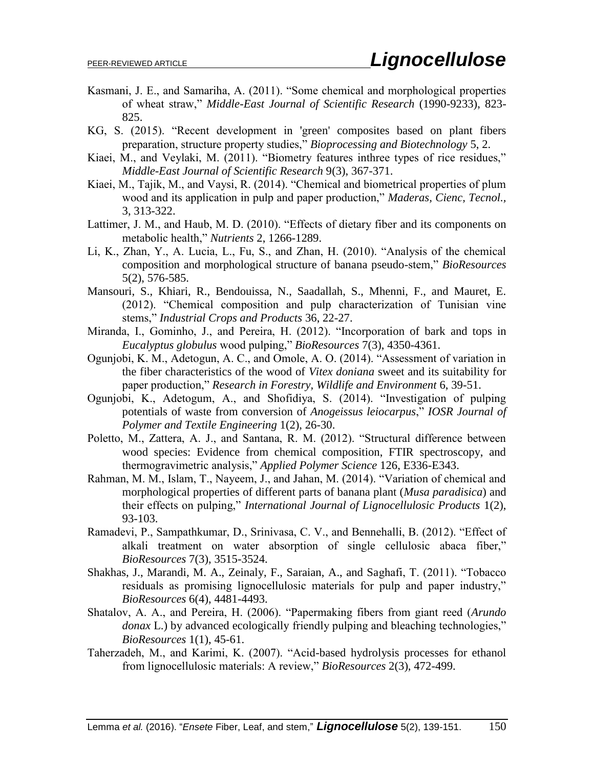Kasmani, J. E., and Samariha, A. (2011). "Some chemical and morphological properties of wheat straw," *Middle-East Journal of Scientific Research* (1990-9233), 823-825.

KG, S. (2015). "Recent development in 'green' composites based on plant fibers preparation, structure property studies," *Bioprocessing and Biotechnology* 5, 2.

Kiaei, M., and Veylaki, M. (2011). "Biometry features inthree types of rice residues," *Middle-East Journal of Scientific Research* 9(3), 367-371.

Kiaei, M., Tajik, M., and Vaysi, R. (2014). "Chemical and biometrical properties of plum wood and its application in pulp and paper production," *Maderas, Cienc, Tecnol.,* 3, 313-322.

Lattimer, J. M., and Haub, M. D. (2010). "Effects of dietary fiber and its components on metabolic health," *Nutrients* 2, 1266-1289.

Li, K., Zhan, Y., A. Lucia, L., Fu, S., and Zhan, H. (2010). "Analysis of the chemical composition and morphological structure of banana pseudo-stem," *BioResources* 5(2), 576-585.

Mansouri, S., Khiari, R., Bendouissa, N., Saadallah, S., Mhenni, F., and Mauret, E. (2012). "Chemical composition and pulp characterization of Tunisian vine stems," *Industrial Crops and Products* 36, 22-27.

Miranda, I., Gominho, J., and Pereira, H. (2012). "Incorporation of bark and tops in *Eucalyptus globulus* wood pulping," *BioResources* 7(3), 4350-4361.

Ogunjobi, K. M., Adetogun, A. C., and Omole, A. O. (2014). "Assessment of variation in the fiber characteristics of the wood of *Vitex doniana* sweet and its suitability for paper production," *Research in Forestry, Wildlife and Environment* 6, 39-51.

Ogunjobi, K., Adetogum, A., and Shofidiya, S. (2014). "Investigation of pulping potentials of waste from conversion of *Anogeissus leiocarpus*," *IOSR Journal of Polymer and Textile Engineering* 1(2), 26-30.

Poletto, M., Zattera, A. J., and Santana, R. M. (2012). "Structural difference between wood species: Evidence from chemical composition, FTIR spectroscopy, and thermogravimetric analysis," *Applied Polymer Science* 126, E336-E343.

Rahman, M. M., Islam, T., Nayeem, J., and Jahan, M. (2014). "Variation of chemical and morphological properties of different parts of banana plant (*Musa paradisica*) and their effects on pulping," *International Journal of Lignocellulosic Products* 1(2), 93-103.

Ramadevi, P., Sampathkumar, D., Srinivasa, C. V., and Bennehalli, B. (2012). "Effect of alkali treatment on water absorption of single cellulosic abaca fiber," *BioResources* 7(3), 3515-3524.

Shakhas, J., Marandi, M. A., Zeinaly, F., Saraian, A., and Saghafi, T. (2011). "Tobacco residuals as promising lignocellulosic materials for pulp and paper industry," *BioResources* 6(4), 4481-4493.

Shatalov, A. A., and Pereira, H. (2006). "Papermaking fibers from giant reed (*Arundo donax* L.) by advanced ecologically friendly pulping and bleaching technologies," *BioResources* 1(1), 45-61.

Taherzadeh, M., and Karimi, K. (2007). "Acid-based hydrolysis processes for ethanol from lignocellulosic materials: A review," *BioResources* 2(3), 472-499.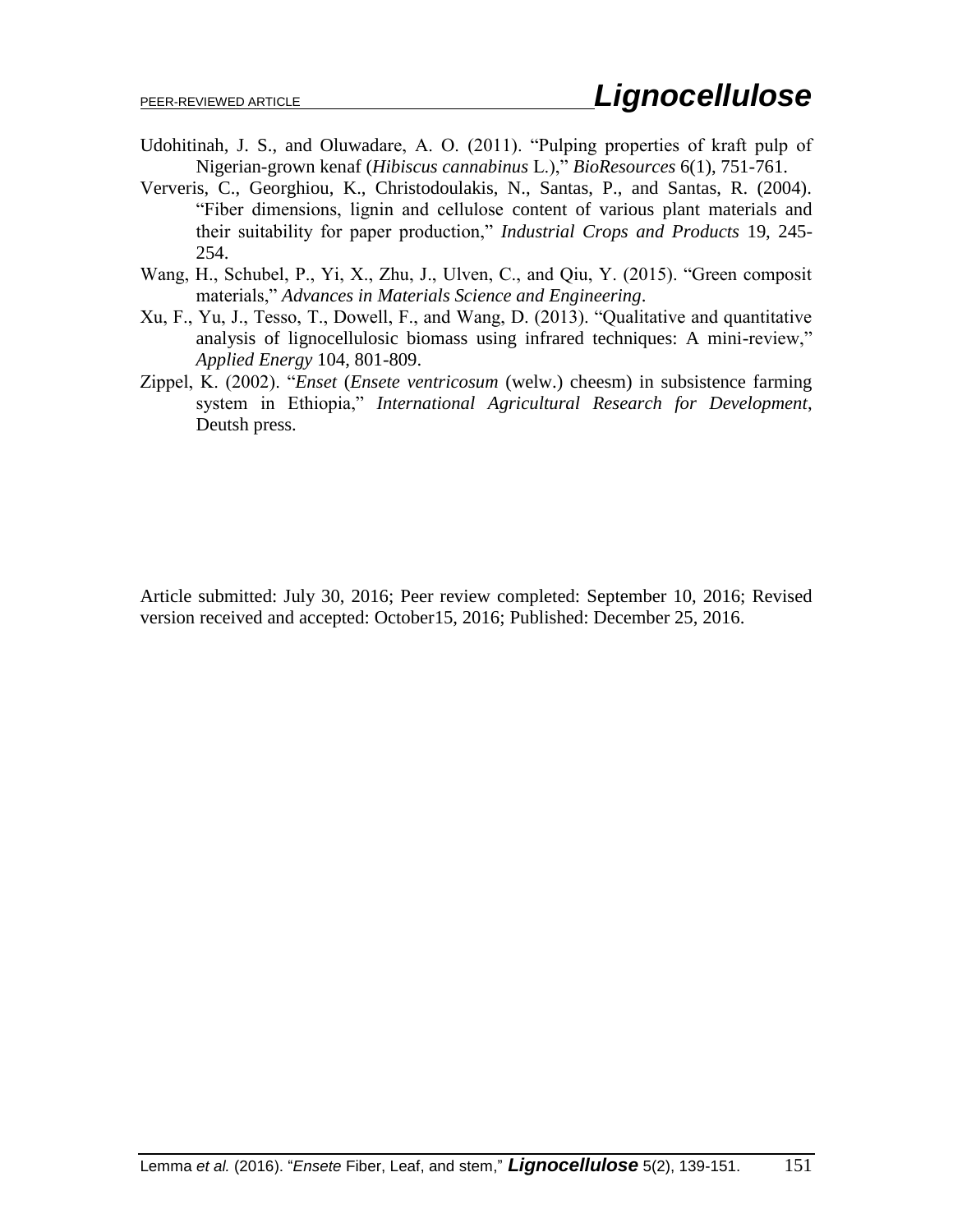Udohitinah, J. S., and Oluwadare, A. O. (2011). "Pulping properties of kraft pulp of Nigerian-grown kenaf (*Hibiscus cannabinus* L.)," *BioResources* 6(1), 751-761.

Ververis, C., Georghiou, K., Christodoulakis, N., Santas, P., and Santas, R. (2004). "Fiber dimensions, lignin and cellulose content of various plant materials and their suitability for paper production," *Industrial Crops and Products* 19, 245-254.

Wang, H., Schubel, P., Yi, X., Zhu, J., Ulven, C., and Qiu, Y. (2015). "Green composit materials," *Advances in Materials Science and Engineering*.

Xu, F., Yu, J., Tesso, T., Dowell, F., and Wang, D. (2013). "Qualitative and quantitative analysis of lignocellulosic biomass using infrared techniques: A mini-review," *Applied Energy* 104, 801-809.

Zippel, K. (2002). "*Enset* (*Ensete ventricosum* (welw.) cheesm) in subsistence farming system in Ethiopia," *International Agricultural Research for Development*, Deutsh press.

Article submitted: July 30, 2016; Peer review completed: September 10, 2016; Revised version received and accepted: October15, 2016; Published: December 25, 2016.